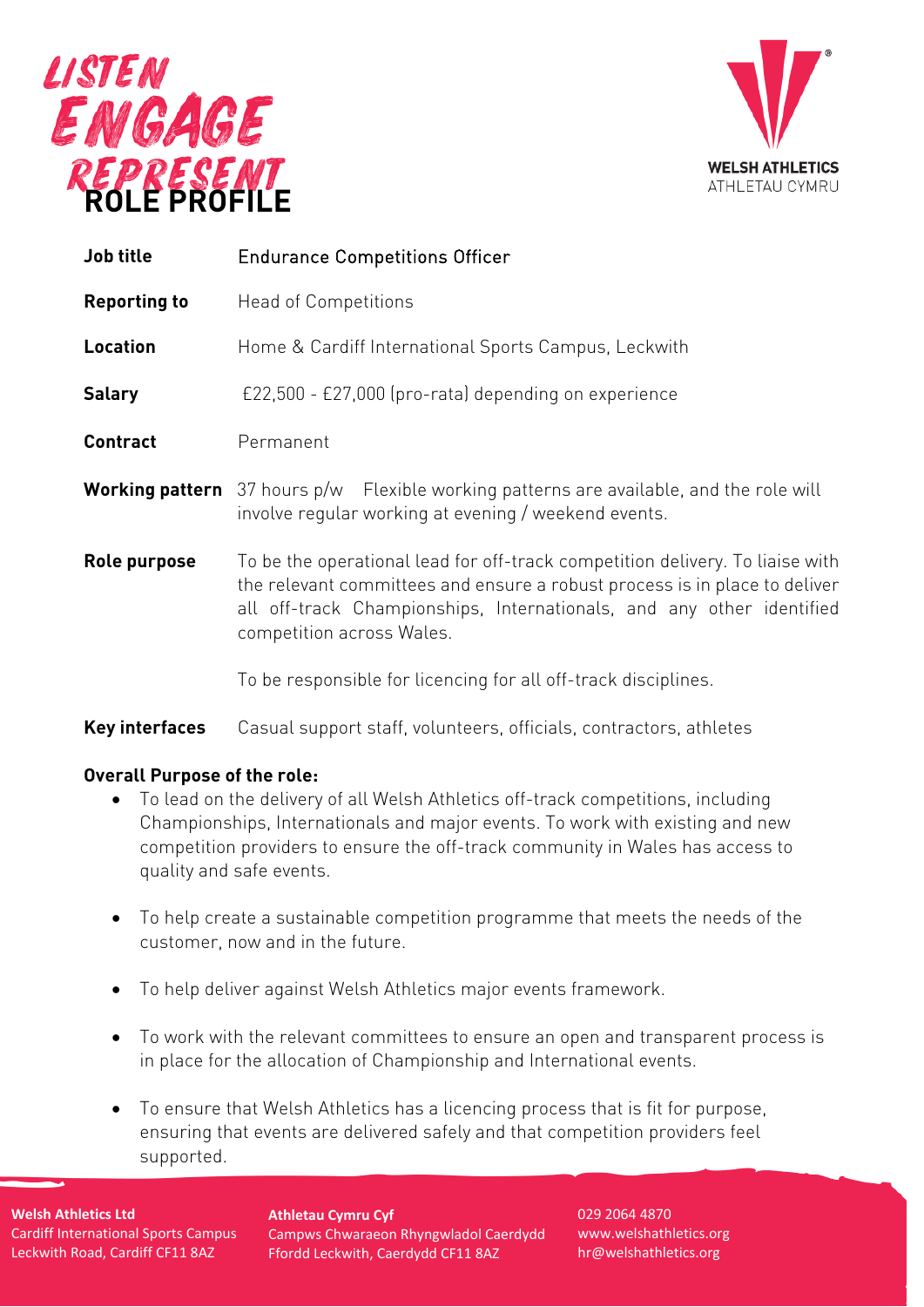LISTEN
ENGAGE
REPRESENT

WELSH ATHLETICS
ATHLETAU CYMRU

# ROLE PROFILE

| | |
|---|---|
| **Job title** | Endurance Competitions Officer |
| **Reporting to** | Head of Competitions |
| **Location** | Home & Cardiff International Sports Campus, Leckwith |
| **Salary** | £22,500 - £27,000 (pro-rata) depending on experience |
| **Contract** | Permanent |
| **Working pattern** | 37 hours p/w   Flexible working patterns are available, and the role will involve regular working at evening / weekend events. |
| **Role purpose** | To be the operational lead for off-track competition delivery. To liaise with the relevant committees and ensure a robust process is in place to deliver all off-track Championships, Internationals, and any other identified competition across Wales.<br><br>To be responsible for licencing for all off-track disciplines. |
| **Key interfaces** | Casual support staff, volunteers, officials, contractors, athletes |

**Overall Purpose of the role:**

- To lead on the delivery of all Welsh Athletics off-track competitions, including Championships, Internationals and major events. To work with existing and new competition providers to ensure the off-track community in Wales has access to quality and safe events.
- To help create a sustainable competition programme that meets the needs of the customer, now and in the future.
- To help deliver against Welsh Athletics major events framework.
- To work with the relevant committees to ensure an open and transparent process is in place for the allocation of Championship and International events.
- To ensure that Welsh Athletics has a licencing process that is fit for purpose, ensuring that events are delivered safely and that competition providers feel supported.

**Welsh Athletics Ltd**
Cardiff International Sports Campus
Leckwith Road, Cardiff CF11 8AZ

**Athletau Cymru Cyf**
Campws Chwaraeon Rhyngwladol Caerdydd
Ffordd Leckwith, Caerdydd CF11 8AZ

029 2064 4870
www.welshathletics.org
hr@welshathletics.org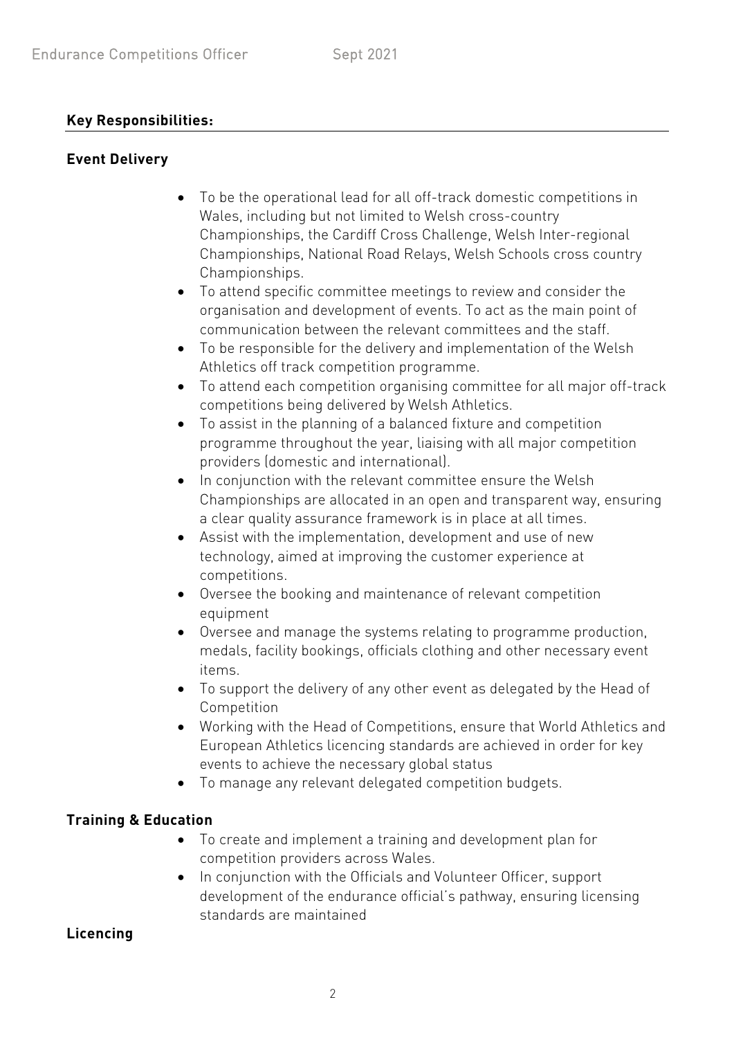## Key Responsibilities:

### Event Delivery

- To be the operational lead for all off-track domestic competitions in Wales, including but not limited to Welsh cross-country Championships, the Cardiff Cross Challenge, Welsh Inter-regional Championships, National Road Relays, Welsh Schools cross country Championships.
- To attend specific committee meetings to review and consider the organisation and development of events. To act as the main point of communication between the relevant committees and the staff.
- To be responsible for the delivery and implementation of the Welsh Athletics off track competition programme.
- To attend each competition organising committee for all major off-track competitions being delivered by Welsh Athletics.
- To assist in the planning of a balanced fixture and competition programme throughout the year, liaising with all major competition providers (domestic and international).
- In conjunction with the relevant committee ensure the Welsh Championships are allocated in an open and transparent way, ensuring a clear quality assurance framework is in place at all times.
- Assist with the implementation, development and use of new technology, aimed at improving the customer experience at competitions.
- Oversee the booking and maintenance of relevant competition equipment
- Oversee and manage the systems relating to programme production, medals, facility bookings, officials clothing and other necessary event items.
- To support the delivery of any other event as delegated by the Head of Competition
- Working with the Head of Competitions, ensure that World Athletics and European Athletics licencing standards are achieved in order for key events to achieve the necessary global status
- To manage any relevant delegated competition budgets.

### Training & Education

- To create and implement a training and development plan for competition providers across Wales.
- In conjunction with the Officials and Volunteer Officer, support development of the endurance official's pathway, ensuring licensing standards are maintained

### Licencing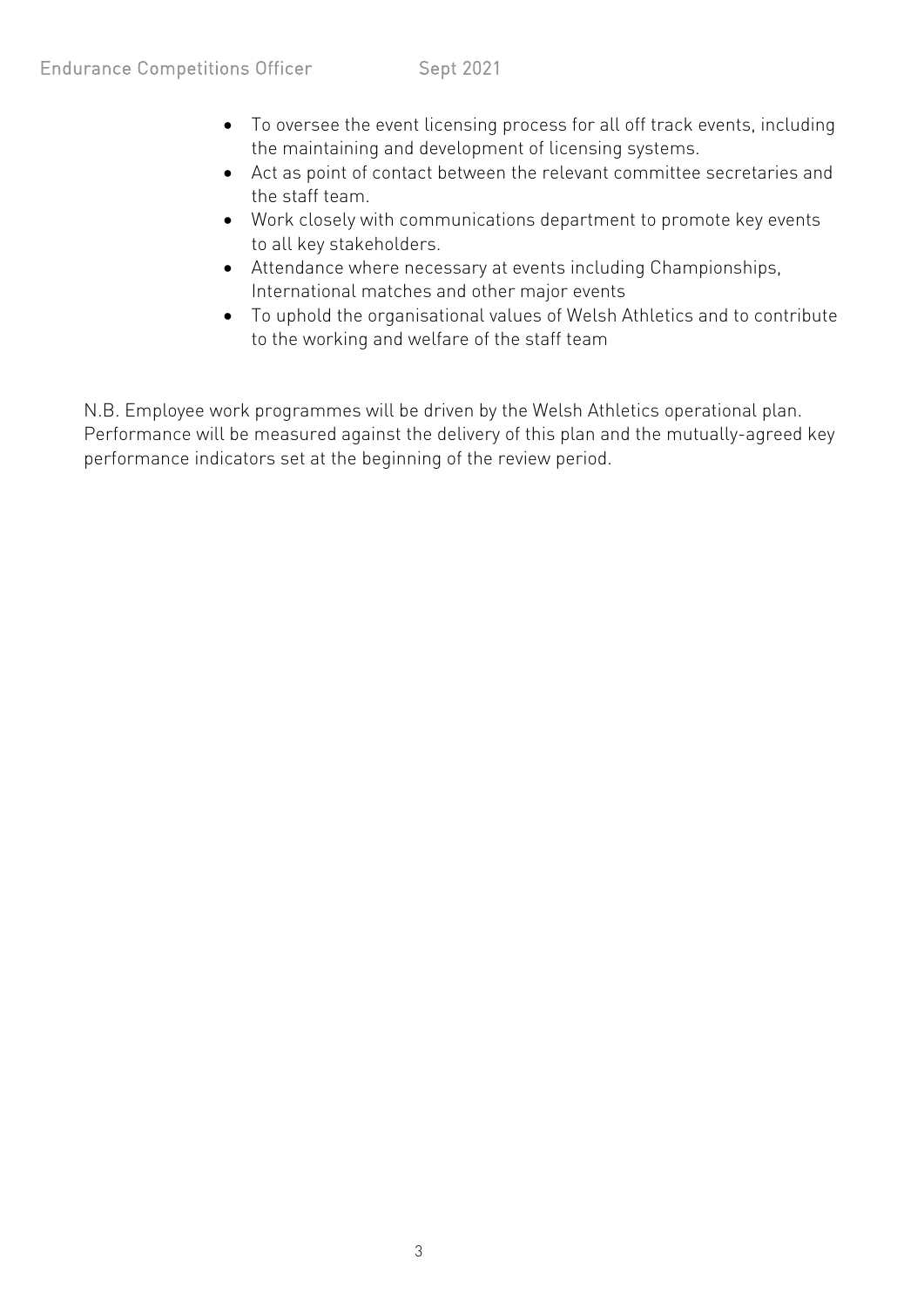- To oversee the event licensing process for all off track events, including the maintaining and development of licensing systems.
- Act as point of contact between the relevant committee secretaries and the staff team.
- Work closely with communications department to promote key events to all key stakeholders.
- Attendance where necessary at events including Championships, International matches and other major events
- To uphold the organisational values of Welsh Athletics and to contribute to the working and welfare of the staff team

N.B. Employee work programmes will be driven by the Welsh Athletics operational plan. Performance will be measured against the delivery of this plan and the mutually-agreed key performance indicators set at the beginning of the review period.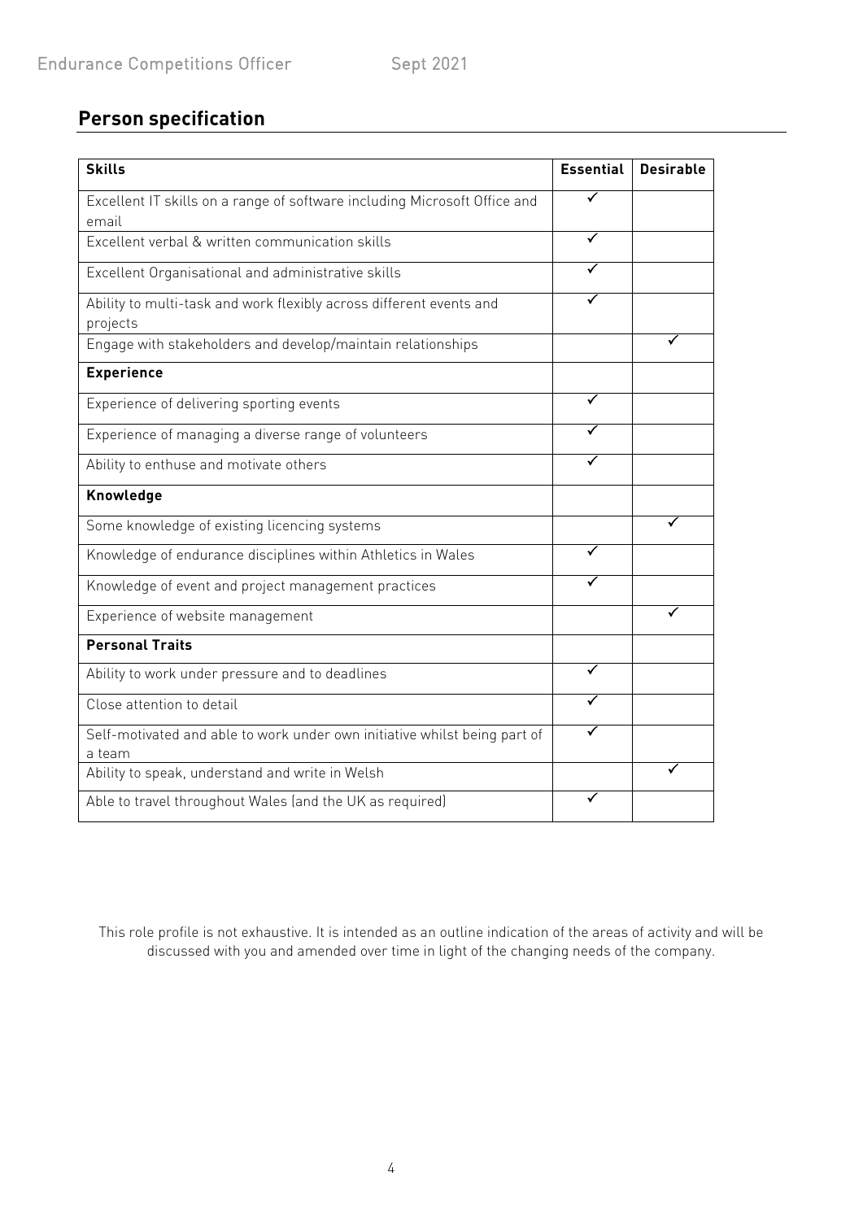## Person specification

| Skills | Essential | Desirable |
|---|---|---|
| Excellent IT skills on a range of software including Microsoft Office and email | ✓ | |
| Excellent verbal & written communication skills | ✓ | |
| Excellent Organisational and administrative skills | ✓ | |
| Ability to multi-task and work flexibly across different events and projects | ✓ | |
| Engage with stakeholders and develop/maintain relationships | | ✓ |
| **Experience** | | |
| Experience of delivering sporting events | ✓ | |
| Experience of managing a diverse range of volunteers | ✓ | |
| Ability to enthuse and motivate others | ✓ | |
| **Knowledge** | | |
| Some knowledge of existing licencing systems | | ✓ |
| Knowledge of endurance disciplines within Athletics in Wales | ✓ | |
| Knowledge of event and project management practices | ✓ | |
| Experience of website management | | ✓ |
| **Personal Traits** | | |
| Ability to work under pressure and to deadlines | ✓ | |
| Close attention to detail | ✓ | |
| Self-motivated and able to work under own initiative whilst being part of a team | ✓ | |
| Ability to speak, understand and write in Welsh | | ✓ |
| Able to travel throughout Wales (and the UK as required) | ✓ | |

This role profile is not exhaustive. It is intended as an outline indication of the areas of activity and will be discussed with you and amended over time in light of the changing needs of the company.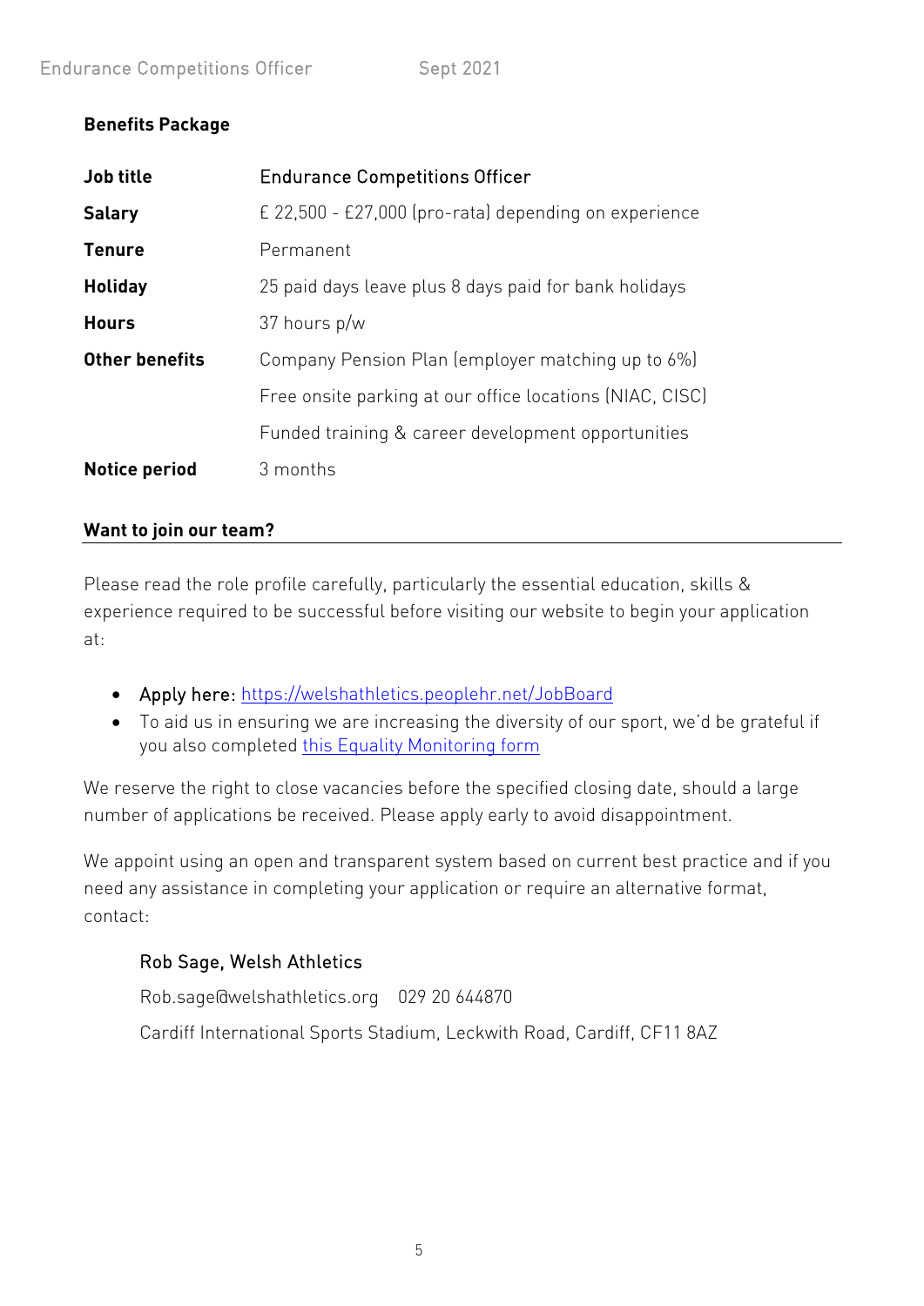**Benefits Package**

| **Job title** | Endurance Competitions Officer |
|---|---|
| **Salary** | £ 22,500 - £27,000 (pro-rata) depending on experience |
| **Tenure** | Permanent |
| **Holiday** | 25 paid days leave plus 8 days paid for bank holidays |
| **Hours** | 37 hours p/w |
| **Other benefits** | Company Pension Plan (employer matching up to 6%) |
| | Free onsite parking at our office locations (NIAC, CISC) |
| | Funded training & career development opportunities |
| **Notice period** | 3 months |

## Want to join our team?

Please read the role profile carefully, particularly the essential education, skills & experience required to be successful before visiting our website to begin your application at:

- Apply here: [https://welshathletics.peoplehr.net/JobBoard](https://welshathletics.peoplehr.net/JobBoard)
- To aid us in ensuring we are increasing the diversity of our sport, we'd be grateful if you also completed this Equality Monitoring form

We reserve the right to close vacancies before the specified closing date, should a large number of applications be received. Please apply early to avoid disappointment.

We appoint using an open and transparent system based on current best practice and if you need any assistance in completing your application or require an alternative format, contact:

Rob Sage, Welsh Athletics

Rob.sage@welshathletics.org 029 20 644870

Cardiff International Sports Stadium, Leckwith Road, Cardiff, CF11 8AZ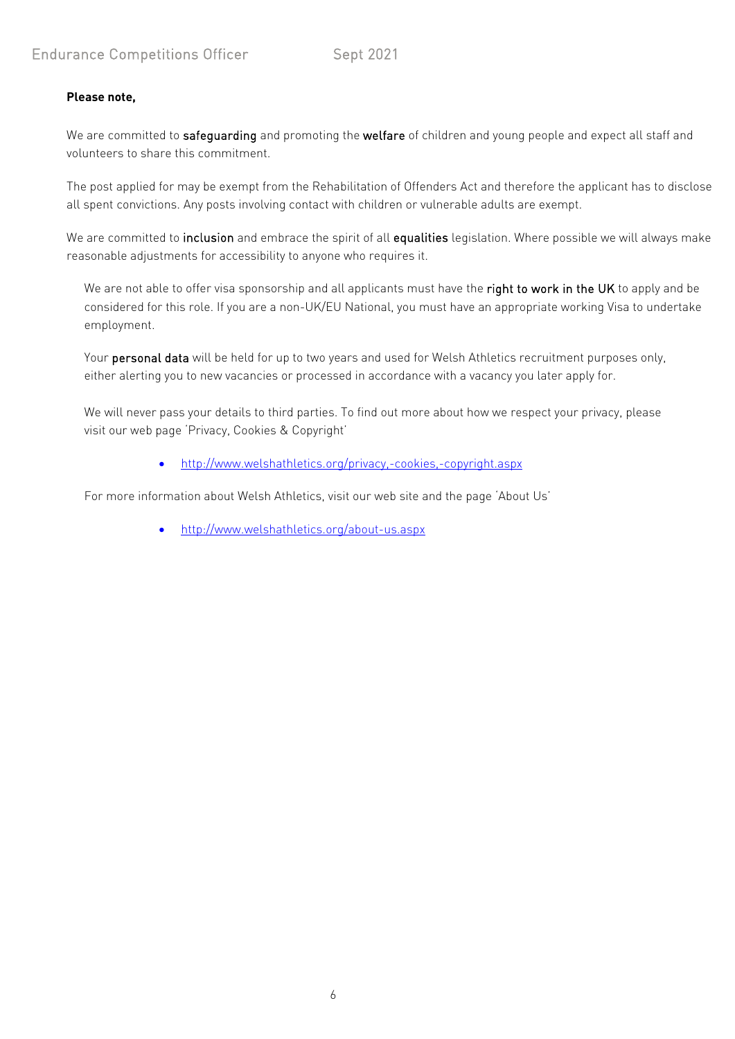**Please note,**

We are committed to safeguarding and promoting the welfare of children and young people and expect all staff and volunteers to share this commitment.

The post applied for may be exempt from the Rehabilitation of Offenders Act and therefore the applicant has to disclose all spent convictions. Any posts involving contact with children or vulnerable adults are exempt.

We are committed to inclusion and embrace the spirit of all equalities legislation. Where possible we will always make reasonable adjustments for accessibility to anyone who requires it.

We are not able to offer visa sponsorship and all applicants must have the right to work in the UK to apply and be considered for this role. If you are a non-UK/EU National, you must have an appropriate working Visa to undertake employment.

Your personal data will be held for up to two years and used for Welsh Athletics recruitment purposes only, either alerting you to new vacancies or processed in accordance with a vacancy you later apply for.

We will never pass your details to third parties. To find out more about how we respect your privacy, please visit our web page 'Privacy, Cookies & Copyright'

- http://www.welshathletics.org/privacy,-cookies,-copyright.aspx

For more information about Welsh Athletics, visit our web site and the page 'About Us'

- http://www.welshathletics.org/about-us.aspx